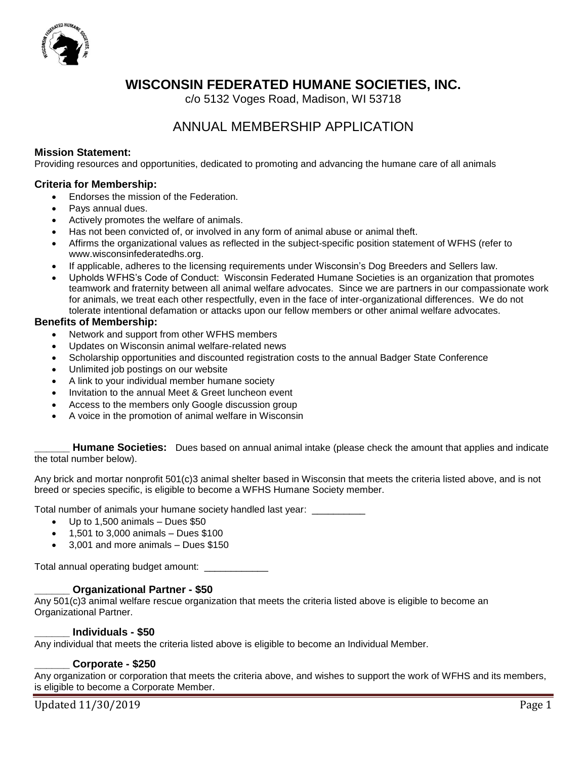# WISCONSIN FEDERATED HUMANE SOCIETIES, INC.

c/o 5132 Voges Road, Madison, WI 53718

## ANNUAL MEMBERSHIP APPLICATION

**Mission Statement:**
Providing resources and opportunities, dedicated to promoting and advancing the humane care of all animals

**Criteria for Membership:**

- Endorses the mission of the Federation.
- Pays annual dues.
- Actively promotes the welfare of animals.
- Has not been convicted of, or involved in any form of animal abuse or animal theft.
- Affirms the organizational values as reflected in the subject-specific position statement of WFHS (refer to www.wisconsinfederatedhs.org.
- If applicable, adheres to the licensing requirements under Wisconsin's Dog Breeders and Sellers law.
- Upholds WFHS's Code of Conduct: Wisconsin Federated Humane Societies is an organization that promotes teamwork and fraternity between all animal welfare advocates. Since we are partners in our compassionate work for animals, we treat each other respectfully, even in the face of inter-organizational differences. We do not tolerate intentional defamation or attacks upon our fellow members or other animal welfare advocates.

**Benefits of Membership:**

- Network and support from other WFHS members
- Updates on Wisconsin animal welfare-related news
- Scholarship opportunities and discounted registration costs to the annual Badger State Conference
- Unlimited job postings on our website
- A link to your individual member humane society
- Invitation to the annual Meet & Greet luncheon event
- Access to the members only Google discussion group
- A voice in the promotion of animal welfare in Wisconsin

______ **Humane Societies:** Dues based on annual animal intake (please check the amount that applies and indicate the total number below).

Any brick and mortar nonprofit 501(c)3 animal shelter based in Wisconsin that meets the criteria listed above, and is not breed or species specific, is eligible to become a WFHS Humane Society member.

Total number of animals your humane society handled last year: __________

- Up to 1,500 animals – Dues $50
- 1,501 to 3,000 animals – Dues $100
- 3,001 and more animals – Dues $150

Total annual operating budget amount: ____________

______ **Organizational Partner - $50**
Any 501(c)3 animal welfare rescue organization that meets the criteria listed above is eligible to become an Organizational Partner.

______ **Individuals - $50**
Any individual that meets the criteria listed above is eligible to become an Individual Member.

______ **Corporate - $250**
Any organization or corporation that meets the criteria above, and wishes to support the work of WFHS and its members, is eligible to become a Corporate Member.

Updated 11/30/2019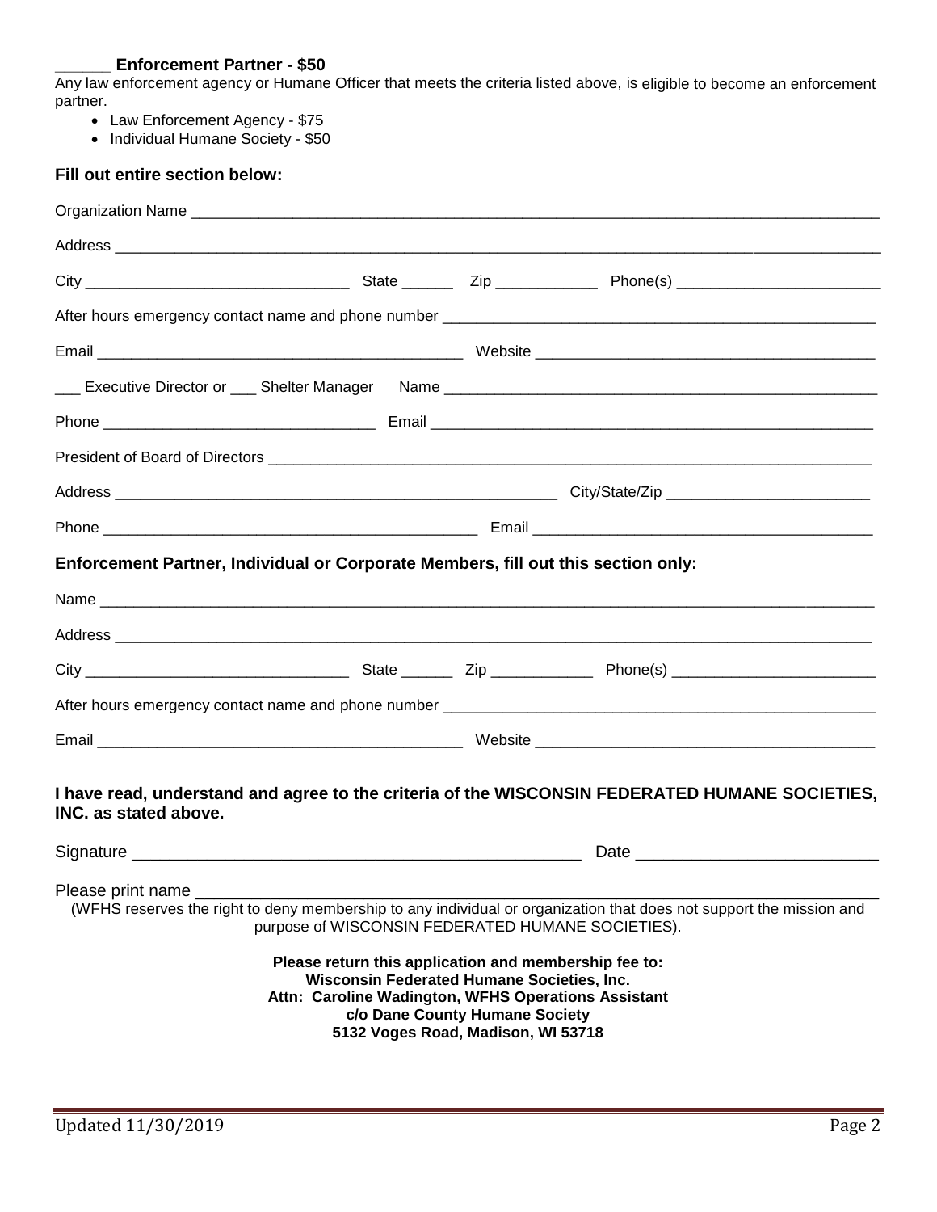______ **Enforcement Partner - $50**

Any law enforcement agency or Humane Officer that meets the criteria listed above, is eligible to become an enforcement partner.

- Law Enforcement Agency - $75
- Individual Humane Society - $50

**Fill out entire section below:**

Organization Name ________________________________________________________________________________

Address ______________________________________________________________________________________

City ______________________________ State ______ Zip ____________ Phone(s) ________________________

After hours emergency contact name and phone number __________________________________________________

Email __________________________________________ Website ________________________________________

___ Executive Director or ___ Shelter Manager Name __________________________________________________

Phone ________________________________ Email ______________________________________________________

President of Board of Directors ___________________________________________________________________

Address ______________________________________________________ City/State/Zip ________________________

Phone ____________________________________________ Email _________________________________________

**Enforcement Partner, Individual or Corporate Members, fill out this section only:**

Name _________________________________________________________________________________________

Address ______________________________________________________________________________________

City ______________________________ State ______ Zip ____________ Phone(s) ________________________

After hours emergency contact name and phone number __________________________________________________

Email __________________________________________ Website ________________________________________

**I have read, understand and agree to the criteria of the WISCONSIN FEDERATED HUMANE SOCIETIES, INC. as stated above.**

Signature _______________________________________________ Date ____________________________

Please print name _____________________________________________________________________________

(WFHS reserves the right to deny membership to any individual or organization that does not support the mission and purpose of WISCONSIN FEDERATED HUMANE SOCIETIES).

**Please return this application and membership fee to:**
**Wisconsin Federated Humane Societies, Inc.**
**Attn: Caroline Wadington, WFHS Operations Assistant**
**c/o Dane County Humane Society**
**5132 Voges Road, Madison, WI 53718**

Updated 11/30/2019